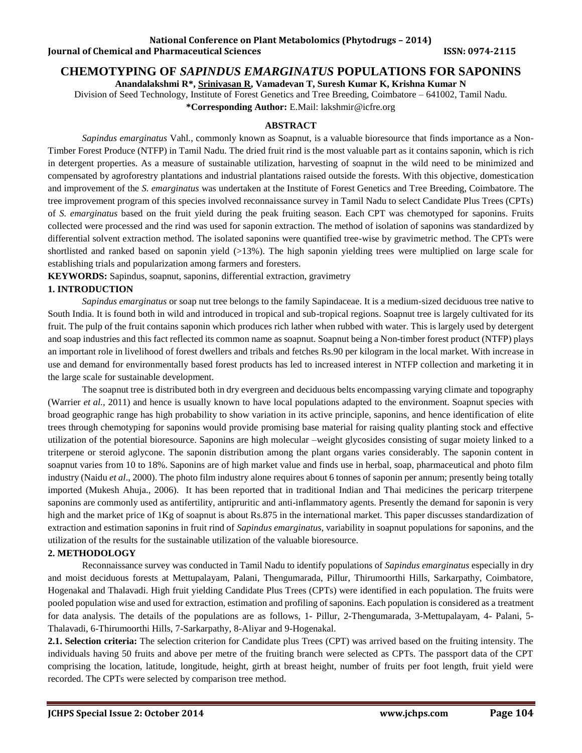# CHEMOTYPING OF *SAPINDUS EMARGINATUS* POPULATIONS FOR SAPONINS

**Anandalakshmi R*, Srinivasan R, Vamadevan T, Suresh Kumar K, Krishna Kumar N**

Division of Seed Technology, Institute of Forest Genetics and Tree Breeding, Coimbatore – 641002, Tamil Nadu.

***Corresponding Author:** E.Mail: lakshmir@icfre.org

## ABSTRACT

*Sapindus emarginatus* Vahl., commonly known as Soapnut, is a valuable bioresource that finds importance as a Non-Timber Forest Produce (NTFP) in Tamil Nadu. The dried fruit rind is the most valuable part as it contains saponin, which is rich in detergent properties. As a measure of sustainable utilization, harvesting of soapnut in the wild need to be minimized and compensated by agroforestry plantations and industrial plantations raised outside the forests. With this objective, domestication and improvement of the *S. emarginatus* was undertaken at the Institute of Forest Genetics and Tree Breeding, Coimbatore. The tree improvement program of this species involved reconnaissance survey in Tamil Nadu to select Candidate Plus Trees (CPTs) of *S. emarginatus* based on the fruit yield during the peak fruiting season. Each CPT was chemotyped for saponins. Fruits collected were processed and the rind was used for saponin extraction. The method of isolation of saponins was standardized by differential solvent extraction method. The isolated saponins were quantified tree-wise by gravimetric method. The CPTs were shortlisted and ranked based on saponin yield (>13%). The high saponin yielding trees were multiplied on large scale for establishing trials and popularization among farmers and foresters.

**KEYWORDS:** Sapindus, soapnut, saponins, differential extraction, gravimetry

## 1. INTRODUCTION

*Sapindus emarginatus* or soap nut tree belongs to the family Sapindaceae. It is a medium-sized deciduous tree native to South India. It is found both in wild and introduced in tropical and sub-tropical regions. Soapnut tree is largely cultivated for its fruit. The pulp of the fruit contains saponin which produces rich lather when rubbed with water. This is largely used by detergent and soap industries and this fact reflected its common name as soapnut. Soapnut being a Non-timber forest product (NTFP) plays an important role in livelihood of forest dwellers and tribals and fetches Rs.90 per kilogram in the local market. With increase in use and demand for environmentally based forest products has led to increased interest in NTFP collection and marketing it in the large scale for sustainable development.

The soapnut tree is distributed both in dry evergreen and deciduous belts encompassing varying climate and topography (Warrier *et al.,* 2011) and hence is usually known to have local populations adapted to the environment. Soapnut species with broad geographic range has high probability to show variation in its active principle, saponins, and hence identification of elite trees through chemotyping for saponins would provide promising base material for raising quality planting stock and effective utilization of the potential bioresource. Saponins are high molecular –weight glycosides consisting of sugar moiety linked to a triterpene or steroid aglycone. The saponin distribution among the plant organs varies considerably. The saponin content in soapnut varies from 10 to 18%. Saponins are of high market value and finds use in herbal, soap, pharmaceutical and photo film industry (Naidu *et al*., 2000). The photo film industry alone requires about 6 tonnes of saponin per annum; presently being totally imported (Mukesh Ahuja., 2006). It has been reported that in traditional Indian and Thai medicines the pericarp triterpene saponins are commonly used as antifertility, antipruritic and anti-inflammatory agents. Presently the demand for saponin is very high and the market price of 1Kg of soapnut is about Rs.875 in the international market. This paper discusses standardization of extraction and estimation saponins in fruit rind of *Sapindus emarginatus,* variability in soapnut populations for saponins, and the utilization of the results for the sustainable utilization of the valuable bioresource.

## 2. METHODOLOGY

Reconnaissance survey was conducted in Tamil Nadu to identify populations of *Sapindus emarginatus* especially in dry and moist deciduous forests at Mettupalayam, Palani, Thengumarada, Pillur, Thirumoorthi Hills, Sarkarpathy, Coimbatore, Hogenakal and Thalavadi. High fruit yielding Candidate Plus Trees (CPTs) were identified in each population. The fruits were pooled population wise and used for extraction, estimation and profiling of saponins. Each population is considered as a treatment for data analysis. The details of the populations are as follows, 1- Pillur, 2-Thengumarada, 3-Mettupalayam, 4- Palani, 5-Thalavadi, 6-Thirumoorthi Hills, 7-Sarkarpathy, 8-Aliyar and 9-Hogenakal.

**2.1. Selection criteria:** The selection criterion for Candidate plus Trees (CPT) was arrived based on the fruiting intensity. The individuals having 50 fruits and above per metre of the fruiting branch were selected as CPTs. The passport data of the CPT comprising the location, latitude, longitude, height, girth at breast height, number of fruits per foot length, fruit yield were recorded. The CPTs were selected by comparison tree method.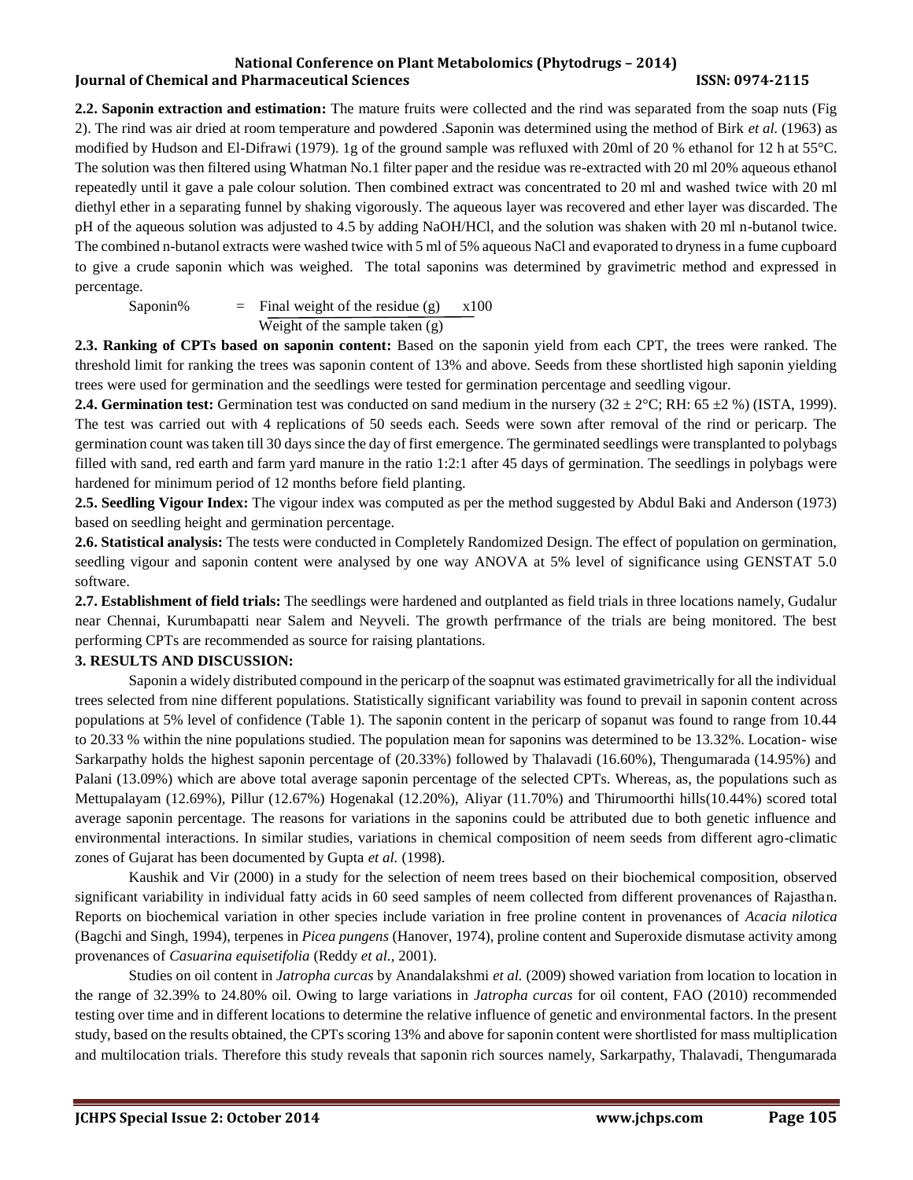**2.2. Saponin extraction and estimation:** The mature fruits were collected and the rind was separated from the soap nuts (Fig 2). The rind was air dried at room temperature and powdered .Saponin was determined using the method of Birk *et al.* (1963) as modified by Hudson and El-Difrawi (1979). 1g of the ground sample was refluxed with 20ml of 20 % ethanol for 12 h at 55°C. The solution was then filtered using Whatman No.1 filter paper and the residue was re-extracted with 20 ml 20% aqueous ethanol repeatedly until it gave a pale colour solution. Then combined extract was concentrated to 20 ml and washed twice with 20 ml diethyl ether in a separating funnel by shaking vigorously. The aqueous layer was recovered and ether layer was discarded. The pH of the aqueous solution was adjusted to 4.5 by adding NaOH/HCl, and the solution was shaken with 20 ml n-butanol twice. The combined n-butanol extracts were washed twice with 5 ml of 5% aqueous NaCl and evaporated to dryness in a fume cupboard to give a crude saponin which was weighed. The total saponins was determined by gravimetric method and expressed in percentage.

$$\text{Saponin\%} = \frac{\text{Final weight of the residue (g)}}{\text{Weight of the sample taken (g)}} \times 100$$

**2.3. Ranking of CPTs based on saponin content:** Based on the saponin yield from each CPT, the trees were ranked. The threshold limit for ranking the trees was saponin content of 13% and above. Seeds from these shortlisted high saponin yielding trees were used for germination and the seedlings were tested for germination percentage and seedling vigour.

**2.4. Germination test:** Germination test was conducted on sand medium in the nursery (32 ± 2°C; RH: 65 ±2 %) (ISTA, 1999). The test was carried out with 4 replications of 50 seeds each. Seeds were sown after removal of the rind or pericarp. The germination count was taken till 30 days since the day of first emergence. The germinated seedlings were transplanted to polybags filled with sand, red earth and farm yard manure in the ratio 1:2:1 after 45 days of germination. The seedlings in polybags were hardened for minimum period of 12 months before field planting.

**2.5. Seedling Vigour Index:** The vigour index was computed as per the method suggested by Abdul Baki and Anderson (1973) based on seedling height and germination percentage.

**2.6. Statistical analysis:** The tests were conducted in Completely Randomized Design. The effect of population on germination, seedling vigour and saponin content were analysed by one way ANOVA at 5% level of significance using GENSTAT 5.0 software.

**2.7. Establishment of field trials:** The seedlings were hardened and outplanted as field trials in three locations namely, Gudalur near Chennai, Kurumbapatti near Salem and Neyveli. The growth perfrmance of the trials are being monitored. The best performing CPTs are recommended as source for raising plantations.

## 3. RESULTS AND DISCUSSION:

Saponin a widely distributed compound in the pericarp of the soapnut was estimated gravimetrically for all the individual trees selected from nine different populations. Statistically significant variability was found to prevail in saponin content across populations at 5% level of confidence (Table 1). The saponin content in the pericarp of sopanut was found to range from 10.44 to 20.33 % within the nine populations studied. The population mean for saponins was determined to be 13.32%. Location- wise Sarkarpathy holds the highest saponin percentage of (20.33%) followed by Thalavadi (16.60%), Thengumarada (14.95%) and Palani (13.09%) which are above total average saponin percentage of the selected CPTs. Whereas, as, the populations such as Mettupalayam (12.69%), Pillur (12.67%) Hogenakal (12.20%), Aliyar (11.70%) and Thirumoorthi hills(10.44%) scored total average saponin percentage. The reasons for variations in the saponins could be attributed due to both genetic influence and environmental interactions. In similar studies, variations in chemical composition of neem seeds from different agro-climatic zones of Gujarat has been documented by Gupta *et al.* (1998).

Kaushik and Vir (2000) in a study for the selection of neem trees based on their biochemical composition, observed significant variability in individual fatty acids in 60 seed samples of neem collected from different provenances of Rajasthan. Reports on biochemical variation in other species include variation in free proline content in provenances of *Acacia nilotica* (Bagchi and Singh, 1994), terpenes in *Picea pungens* (Hanover, 1974), proline content and Superoxide dismutase activity among provenances of *Casuarina equisetifolia* (Reddy *et al.,* 2001).

Studies on oil content in *Jatropha curcas* by Anandalakshmi *et al.* (2009) showed variation from location to location in the range of 32.39% to 24.80% oil. Owing to large variations in *Jatropha curcas* for oil content, FAO (2010) recommended testing over time and in different locations to determine the relative influence of genetic and environmental factors. In the present study, based on the results obtained, the CPTs scoring 13% and above for saponin content were shortlisted for mass multiplication and multilocation trials. Therefore this study reveals that saponin rich sources namely, Sarkarpathy, Thalavadi, Thengumarada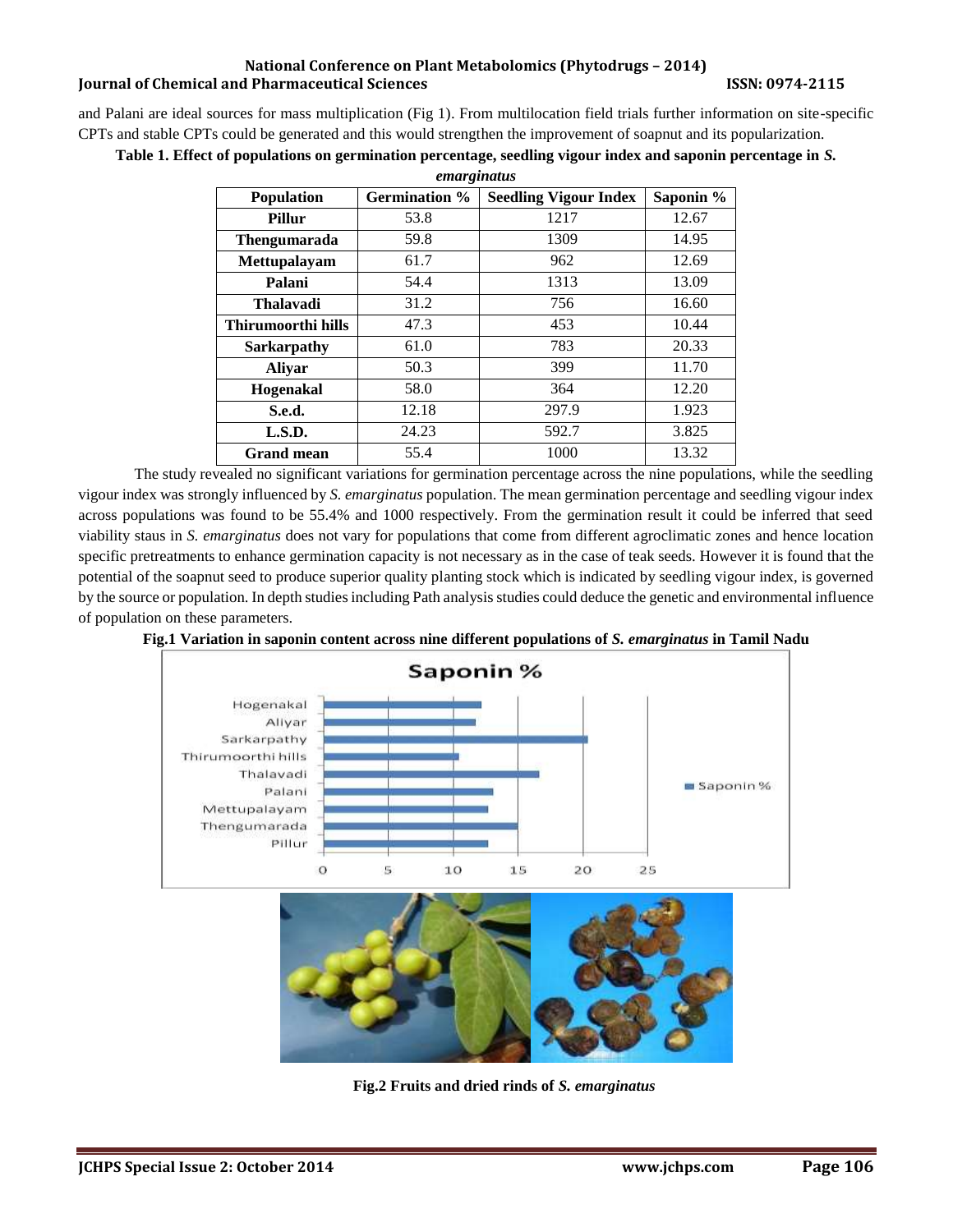and Palani are ideal sources for mass multiplication (Fig 1). From multilocation field trials further information on site-specific CPTs and stable CPTs could be generated and this would strengthen the improvement of soapnut and its popularization.

**Table 1. Effect of populations on germination percentage, seedling vigour index and saponin percentage in *S. emarginatus***

| Population | Germination % | Seedling Vigour Index | Saponin % |
|---|---|---|---|
| **Pillur** | 53.8 | 1217 | 12.67 |
| **Thengumarada** | 59.8 | 1309 | 14.95 |
| **Mettupalayam** | 61.7 | 962 | 12.69 |
| **Palani** | 54.4 | 1313 | 13.09 |
| **Thalavadi** | 31.2 | 756 | 16.60 |
| **Thirumoorthi hills** | 47.3 | 453 | 10.44 |
| **Sarkarpathy** | 61.0 | 783 | 20.33 |
| **Aliyar** | 50.3 | 399 | 11.70 |
| **Hogenakal** | 58.0 | 364 | 12.20 |
| **S.e.d.** | 12.18 | 297.9 | 1.923 |
| **L.S.D.** | 24.23 | 592.7 | 3.825 |
| **Grand mean** | 55.4 | 1000 | 13.32 |

The study revealed no significant variations for germination percentage across the nine populations, while the seedling vigour index was strongly influenced by *S. emarginatus* population. The mean germination percentage and seedling vigour index across populations was found to be 55.4% and 1000 respectively. From the germination result it could be inferred that seed viability staus in *S. emarginatus* does not vary for populations that come from different agroclimatic zones and hence location specific pretreatments to enhance germination capacity is not necessary as in the case of teak seeds. However it is found that the potential of the soapnut seed to produce superior quality planting stock which is indicated by seedling vigour index, is governed by the source or population. In depth studies including Path analysis studies could deduce the genetic and environmental influence of population on these parameters.

**Fig.1 Variation in saponin content across nine different populations of *S. emarginatus* in Tamil Nadu**

**Fig.2 Fruits and dried rinds of *S. emarginatus***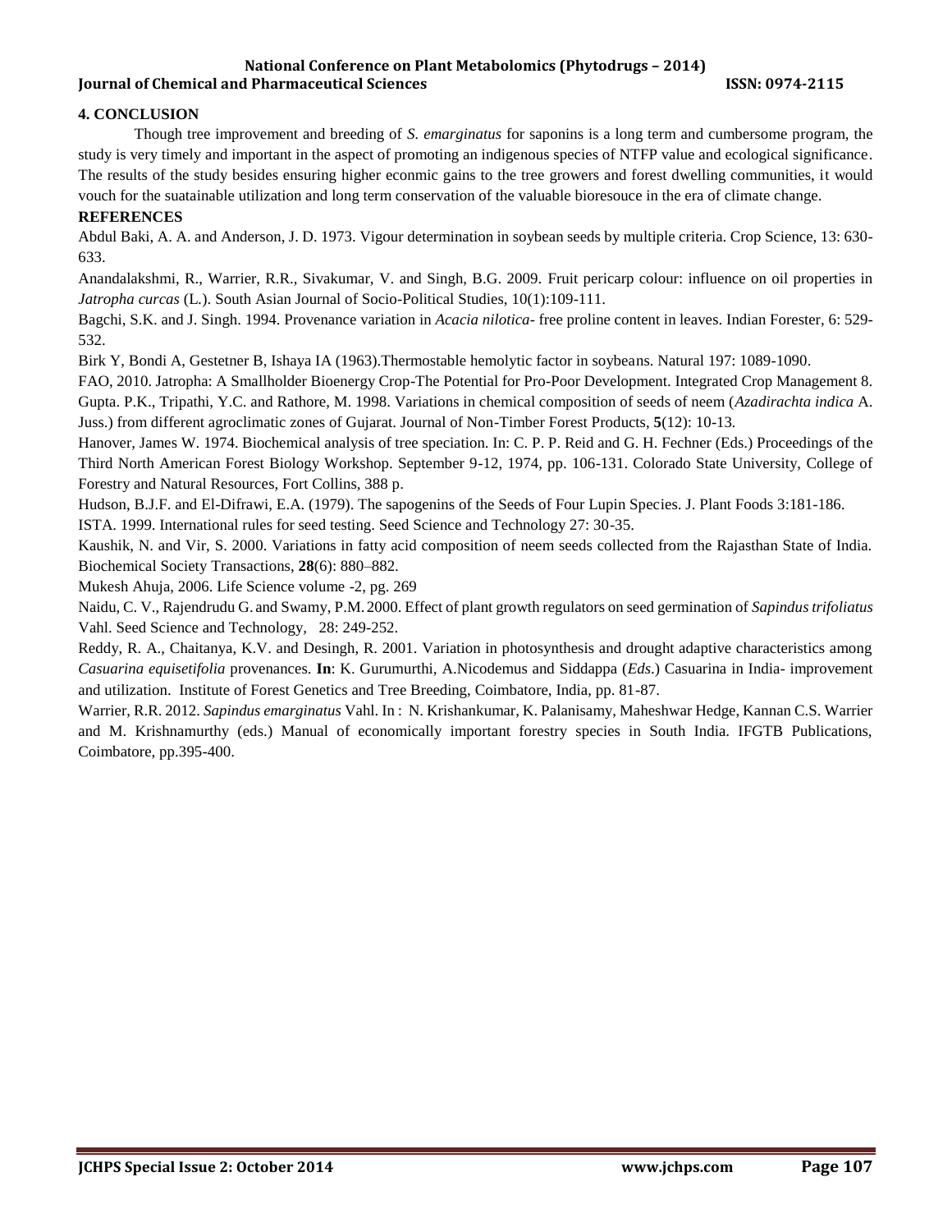## 4. CONCLUSION

Though tree improvement and breeding of *S. emarginatus* for saponins is a long term and cumbersome program, the study is very timely and important in the aspect of promoting an indigenous species of NTFP value and ecological significance. The results of the study besides ensuring higher econmic gains to the tree growers and forest dwelling communities, it would vouch for the suatainable utilization and long term conservation of the valuable bioresouce in the era of climate change.

## REFERENCES

Abdul Baki, A. A. and Anderson, J. D. 1973. Vigour determination in soybean seeds by multiple criteria. Crop Science, 13: 630-633.

Anandalakshmi, R., Warrier, R.R., Sivakumar, V. and Singh, B.G. 2009. Fruit pericarp colour: influence on oil properties in *Jatropha curcas* (L.). South Asian Journal of Socio-Political Studies, 10(1):109-111.

Bagchi, S.K. and J. Singh. 1994. Provenance variation in *Acacia nilotica*- free proline content in leaves. Indian Forester, 6: 529-532.

Birk Y, Bondi A, Gestetner B, Ishaya IA (1963).Thermostable hemolytic factor in soybeans. Natural 197: 1089-1090.

FAO, 2010. Jatropha: A Smallholder Bioenergy Crop-The Potential for Pro-Poor Development. Integrated Crop Management 8.

Gupta. P.K., Tripathi, Y.C. and Rathore, M. 1998. Variations in chemical composition of seeds of neem (*Azadirachta indica* A. Juss.) from different agroclimatic zones of Gujarat. Journal of Non-Timber Forest Products, **5**(12): 10-13.

Hanover, James W. 1974. Biochemical analysis of tree speciation. In: C. P. P. Reid and G. H. Fechner (Eds.) Proceedings of the Third North American Forest Biology Workshop. September 9-12, 1974, pp. 106-131. Colorado State University, College of Forestry and Natural Resources, Fort Collins, 388 p.

Hudson, B.J.F. and El-Difrawi, E.A. (1979). The sapogenins of the Seeds of Four Lupin Species. J. Plant Foods 3:181-186.

ISTA. 1999. International rules for seed testing. Seed Science and Technology 27: 30-35.

Kaushik, N. and Vir, S. 2000. Variations in fatty acid composition of neem seeds collected from the Rajasthan State of India. Biochemical Society Transactions, **28**(6): 880–882.

Mukesh Ahuja, 2006. Life Science volume -2, pg. 269

Naidu, C. V., Rajendrudu G. and Swamy, P.M. 2000. Effect of plant growth regulators on seed germination of *Sapindus trifoliatus* Vahl. Seed Science and Technology, 28: 249-252.

Reddy, R. A., Chaitanya, K.V. and Desingh, R. 2001. Variation in photosynthesis and drought adaptive characteristics among *Casuarina equisetifolia* provenances. **In**: K. Gurumurthi, A.Nicodemus and Siddappa (*Eds*.) Casuarina in India- improvement and utilization. Institute of Forest Genetics and Tree Breeding, Coimbatore, India, pp. 81-87.

Warrier, R.R. 2012. *Sapindus emarginatus* Vahl. In : N. Krishankumar, K. Palanisamy, Maheshwar Hedge, Kannan C.S. Warrier and M. Krishnamurthy (eds.) Manual of economically important forestry species in South India. IFGTB Publications, Coimbatore, pp.395-400.